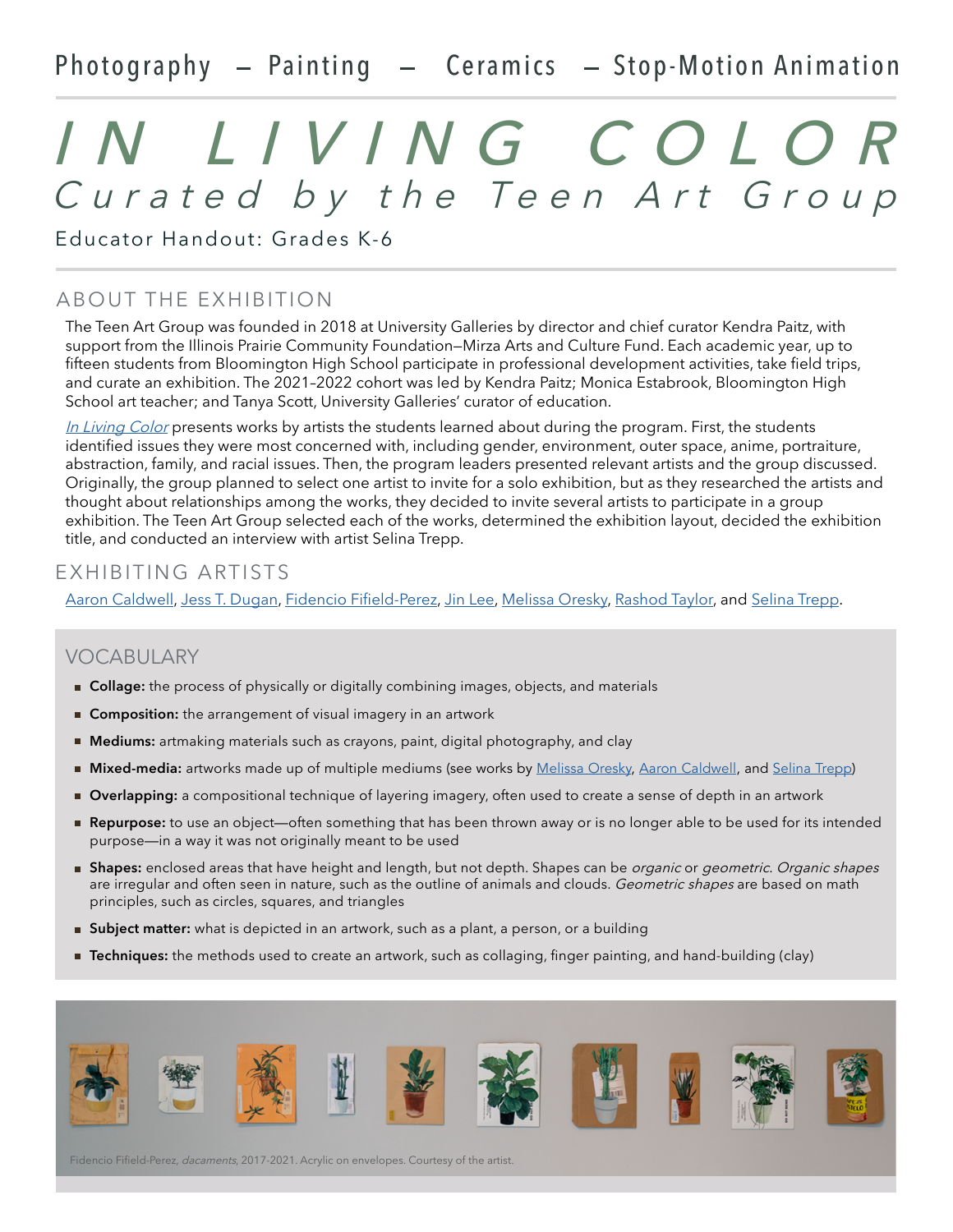Photography — Painting — Ceramics — Stop-Motion Animation

# *IN LIVING COLOR*

## *Curated by the Teen Art Group*

Educator Handout: Grades K-6

## ABOUT THE EXHIBITION

The Teen Art Group was founded in 2018 at University Galleries by director and chief curator Kendra Paitz, with support from the Illinois Prairie Community Foundation—Mirza Arts and Culture Fund. Each academic year, up to fifteen students from Bloomington High School participate in professional development activities, take field trips, and curate an exhibition. The 2021–2022 cohort was led by Kendra Paitz; Monica Estabrook, Bloomington High School art teacher; and Tanya Scott, University Galleries' curator of education.

*In Living Color* presents works by artists the students learned about during the program. First, the students identified issues they were most concerned with, including gender, environment, outer space, anime, portraiture, abstraction, family, and racial issues. Then, the program leaders presented relevant artists and the group discussed. Originally, the group planned to select one artist to invite for a solo exhibition, but as they researched the artists and thought about relationships among the works, they decided to invite several artists to participate in a group exhibition. The Teen Art Group selected each of the works, determined the exhibition layout, decided the exhibition title, and conducted an interview with artist Selina Trepp.

## EXHIBITING ARTISTS

Aaron Caldwell, Jess T. Dugan, Fidencio Fifield-Perez, Jin Lee, Melissa Oresky, Rashod Taylor, and Selina Trepp.

## VOCABULARY

- **Collage:** the process of physically or digitally combining images, objects, and materials
- **Composition:** the arrangement of visual imagery in an artwork
- **Mediums:** artmaking materials such as crayons, paint, digital photography, and clay
- **Mixed-media:** artworks made up of multiple mediums (see works by Melissa Oresky, Aaron Caldwell, and Selina Trepp)
- **Overlapping:** a compositional technique of layering imagery, often used to create a sense of depth in an artwork
- **Repurpose:** to use an object—often something that has been thrown away or is no longer able to be used for its intended purpose—in a way it was not originally meant to be used
- **Shapes:** enclosed areas that have height and length, but not depth. Shapes can be *organic* or *geometric*. *Organic shapes* are irregular and often seen in nature, such as the outline of animals and clouds. *Geometric shapes* are based on math principles, such as circles, squares, and triangles
- **Subject matter:** what is depicted in an artwork, such as a plant, a person, or a building
- **Techniques:** the methods used to create an artwork, such as collaging, finger painting, and hand-building (clay)

Fidencio Fifield-Perez, *dacaments*, 2017-2021. Acrylic on envelopes. Courtesy of the artist.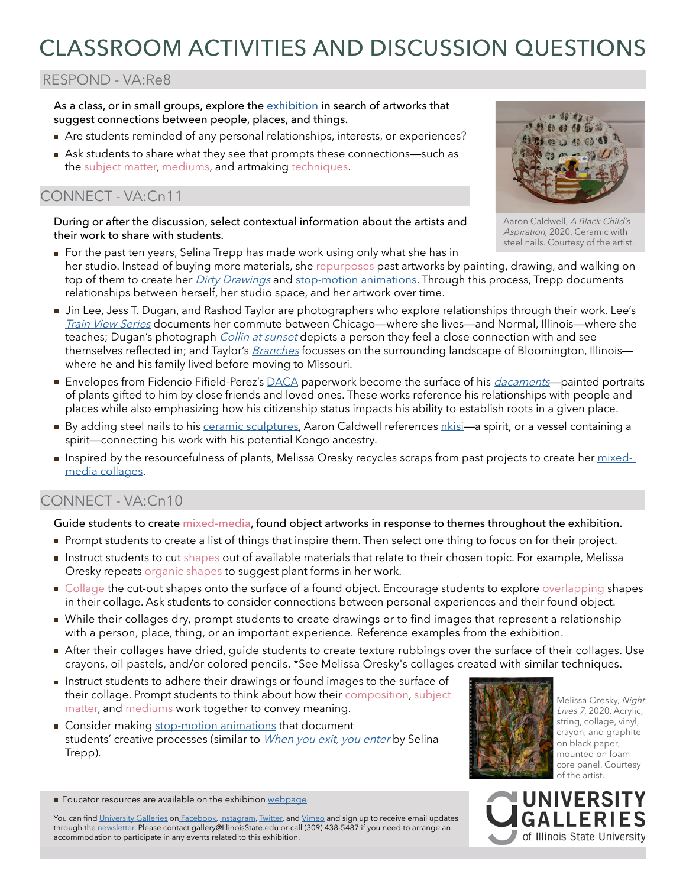# CLASSROOM ACTIVITIES AND DISCUSSION QUESTIONS

## RESPOND - VA:Re8

**As a class, or in small groups, explore the exhibition in search of artworks that suggest connections between people, places, and things.**

- Are students reminded of any personal relationships, interests, or experiences?
- Ask students to share what they see that prompts these connections—such as the subject matter, mediums, and artmaking techniques.

Aaron Caldwell, *A Black Child's Aspiration*, 2020. Ceramic with steel nails. Courtesy of the artist.

## CONNECT - VA:Cn11

**During or after the discussion, select contextual information about the artists and their work to share with students.**

- For the past ten years, Selina Trepp has made work using only what she has in her studio. Instead of buying more materials, she repurposes past artworks by painting, drawing, and walking on top of them to create her *Dirty Drawings* and stop-motion animations. Through this process, Trepp documents relationships between herself, her studio space, and her artwork over time.
- Jin Lee, Jess T. Dugan, and Rashod Taylor are photographers who explore relationships through their work. Lee's *Train View Series* documents her commute between Chicago—where she lives—and Normal, Illinois—where she teaches; Dugan's photograph *Collin at sunset* depicts a person they feel a close connection with and see themselves reflected in; and Taylor's *Branches* focusses on the surrounding landscape of Bloomington, Illinois—where he and his family lived before moving to Missouri.
- Envelopes from Fidencio Fifield-Perez's DACA paperwork become the surface of his *dacaments*—painted portraits of plants gifted to him by close friends and loved ones. These works reference his relationships with people and places while also emphasizing how his citizenship status impacts his ability to establish roots in a given place.
- By adding steel nails to his ceramic sculptures, Aaron Caldwell references nkisi—a spirit, or a vessel containing a spirit—connecting his work with his potential Kongo ancestry.
- Inspired by the resourcefulness of plants, Melissa Oresky recycles scraps from past projects to create her mixed-media collages.

## CONNECT - VA:Cn10

**Guide students to create mixed-media, found object artworks in response to themes throughout the exhibition.**

- Prompt students to create a list of things that inspire them. Then select one thing to focus on for their project.
- Instruct students to cut shapes out of available materials that relate to their chosen topic. For example, Melissa Oresky repeats organic shapes to suggest plant forms in her work.
- Collage the cut-out shapes onto the surface of a found object. Encourage students to explore overlapping shapes in their collage. Ask students to consider connections between personal experiences and their found object.
- While their collages dry, prompt students to create drawings or to find images that represent a relationship with a person, place, thing, or an important experience. Reference examples from the exhibition.
- After their collages have dried, guide students to create texture rubbings over the surface of their collages. Use crayons, oil pastels, and/or colored pencils. *See Melissa Oresky's collages created with similar techniques.
- Instruct students to adhere their drawings or found images to the surface of their collage. Prompt students to think about how their composition, subject matter, and mediums work together to convey meaning.
- Consider making stop-motion animations that document students' creative processes (similar to *When you exit, you enter* by Selina Trepp).

Melissa Oresky, *Night Lives 7*, 2020. Acrylic, string, collage, vinyl, crayon, and graphite on black paper, mounted on foam core panel. Courtesy of the artist.

- Educator resources are available on the exhibition webpage.

You can find University Galleries on Facebook, Instagram, Twitter, and Vimeo and sign up to receive email updates through the newsletter. Please contact gallery@IllinoisState.edu or call (309) 438-5487 if you need to arrange an accommodation to participate in any events related to this exhibition.

UNIVERSITY GALLERIES of Illinois State University